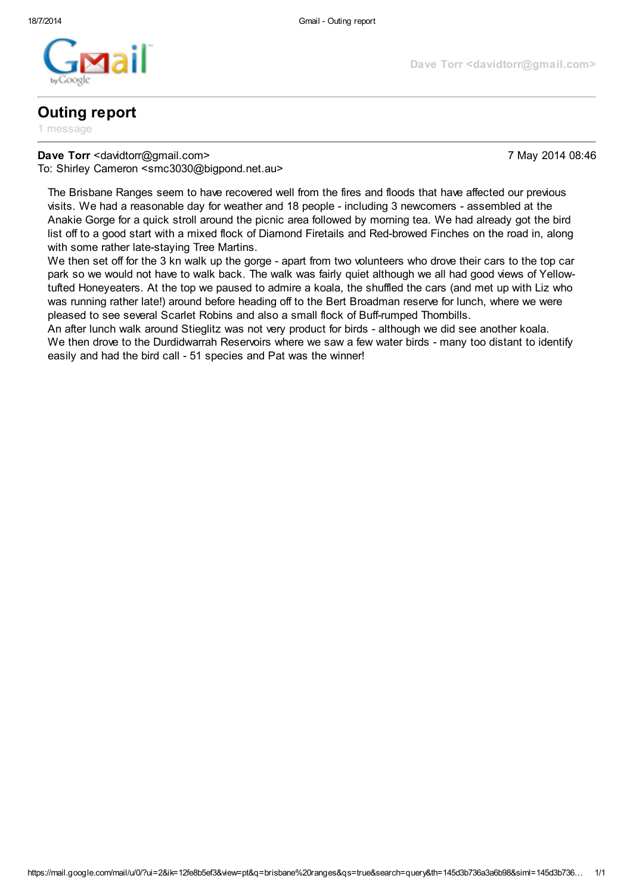Dave Torr <davidtorr@gmail.com>

# Outing report

1 message

**Dave Torr** <davidtorr@gmail.com>  
To: Shirley Cameron <smc3030@bigpond.net.au>

7 May 2014 08:46

The Brisbane Ranges seem to have recovered well from the fires and floods that have affected our previous visits. We had a reasonable day for weather and 18 people - including 3 newcomers - assembled at the Anakie Gorge for a quick stroll around the picnic area followed by morning tea. We had already got the bird list off to a good start with a mixed flock of Diamond Firetails and Red-browed Finches on the road in, along with some rather late-staying Tree Martins.

We then set off for the 3 kn walk up the gorge - apart from two volunteers who drove their cars to the top car park so we would not have to walk back. The walk was fairly quiet although we all had good views of Yellow-tufted Honeyeaters. At the top we paused to admire a koala, the shuffled the cars (and met up with Liz who was running rather late!) around before heading off to the Bert Broadman reserve for lunch, where we were pleased to see several Scarlet Robins and also a small flock of Buff-rumped Thornbills.

An after lunch walk around Stieglitz was not very product for birds - although we did see another koala.

We then drove to the Durdidwarrah Reservoirs where we saw a few water birds - many too distant to identify easily and had the bird call - 51 species and Pat was the winner!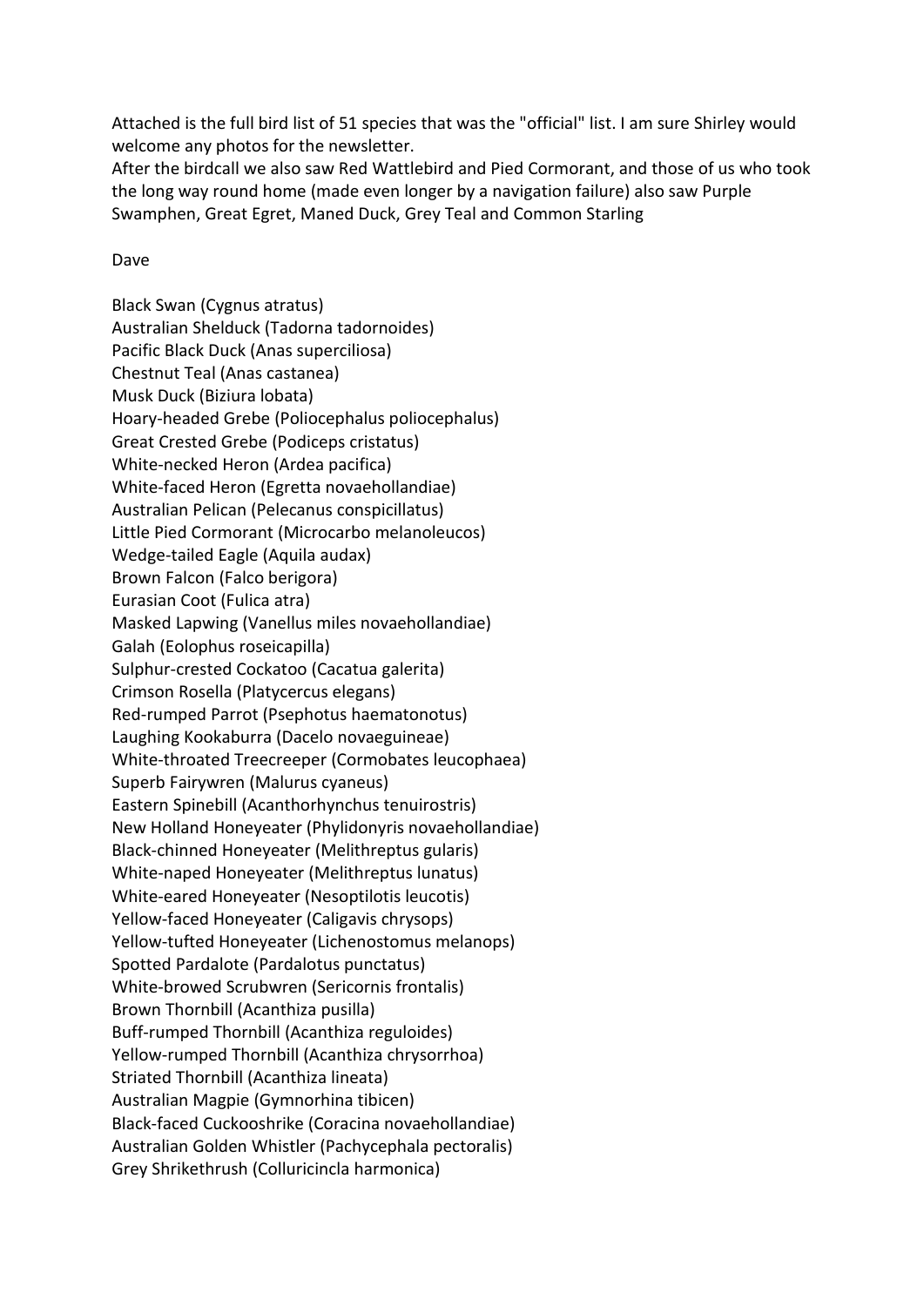Attached is the full bird list of 51 species that was the "official" list. I am sure Shirley would welcome any photos for the newsletter.
After the birdcall we also saw Red Wattlebird and Pied Cormorant, and those of us who took the long way round home (made even longer by a navigation failure) also saw Purple Swamphen, Great Egret, Maned Duck, Grey Teal and Common Starling

Dave

Black Swan (Cygnus atratus)
Australian Shelduck (Tadorna tadornoides)
Pacific Black Duck (Anas superciliosa)
Chestnut Teal (Anas castanea)
Musk Duck (Biziura lobata)
Hoary-headed Grebe (Poliocephalus poliocephalus)
Great Crested Grebe (Podiceps cristatus)
White-necked Heron (Ardea pacifica)
White-faced Heron (Egretta novaehollandiae)
Australian Pelican (Pelecanus conspicillatus)
Little Pied Cormorant (Microcarbo melanoleucos)
Wedge-tailed Eagle (Aquila audax)
Brown Falcon (Falco berigora)
Eurasian Coot (Fulica atra)
Masked Lapwing (Vanellus miles novaehollandiae)
Galah (Eolophus roseicapilla)
Sulphur-crested Cockatoo (Cacatua galerita)
Crimson Rosella (Platycercus elegans)
Red-rumped Parrot (Psephotus haematonotus)
Laughing Kookaburra (Dacelo novaeguineae)
White-throated Treecreeper (Cormobates leucophaea)
Superb Fairywren (Malurus cyaneus)
Eastern Spinebill (Acanthorhynchus tenuirostris)
New Holland Honeyeater (Phylidonyris novaehollandiae)
Black-chinned Honeyeater (Melithreptus gularis)
White-naped Honeyeater (Melithreptus lunatus)
White-eared Honeyeater (Nesoptilotis leucotis)
Yellow-faced Honeyeater (Caligavis chrysops)
Yellow-tufted Honeyeater (Lichenostomus melanops)
Spotted Pardalote (Pardalotus punctatus)
White-browed Scrubwren (Sericornis frontalis)
Brown Thornbill (Acanthiza pusilla)
Buff-rumped Thornbill (Acanthiza reguloides)
Yellow-rumped Thornbill (Acanthiza chrysorrhoa)
Striated Thornbill (Acanthiza lineata)
Australian Magpie (Gymnorhina tibicen)
Black-faced Cuckooshrike (Coracina novaehollandiae)
Australian Golden Whistler (Pachycephala pectoralis)
Grey Shrikethrush (Colluricincla harmonica)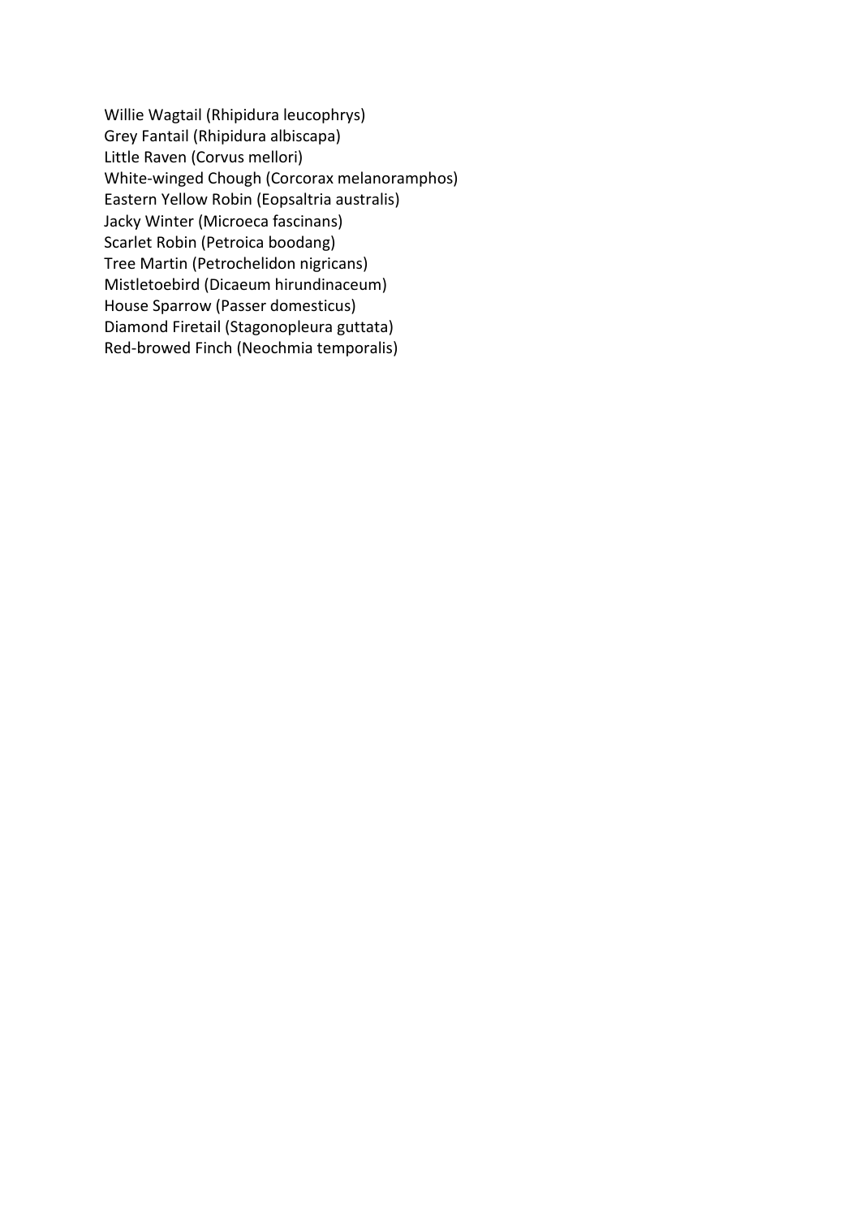Willie Wagtail (Rhipidura leucophrys)
Grey Fantail (Rhipidura albiscapa)
Little Raven (Corvus mellori)
White-winged Chough (Corcorax melanoramphos)
Eastern Yellow Robin (Eopsaltria australis)
Jacky Winter (Microeca fascinans)
Scarlet Robin (Petroica boodang)
Tree Martin (Petrochelidon nigricans)
Mistletoebird (Dicaeum hirundinaceum)
House Sparrow (Passer domesticus)
Diamond Firetail (Stagonopleura guttata)
Red-browed Finch (Neochmia temporalis)